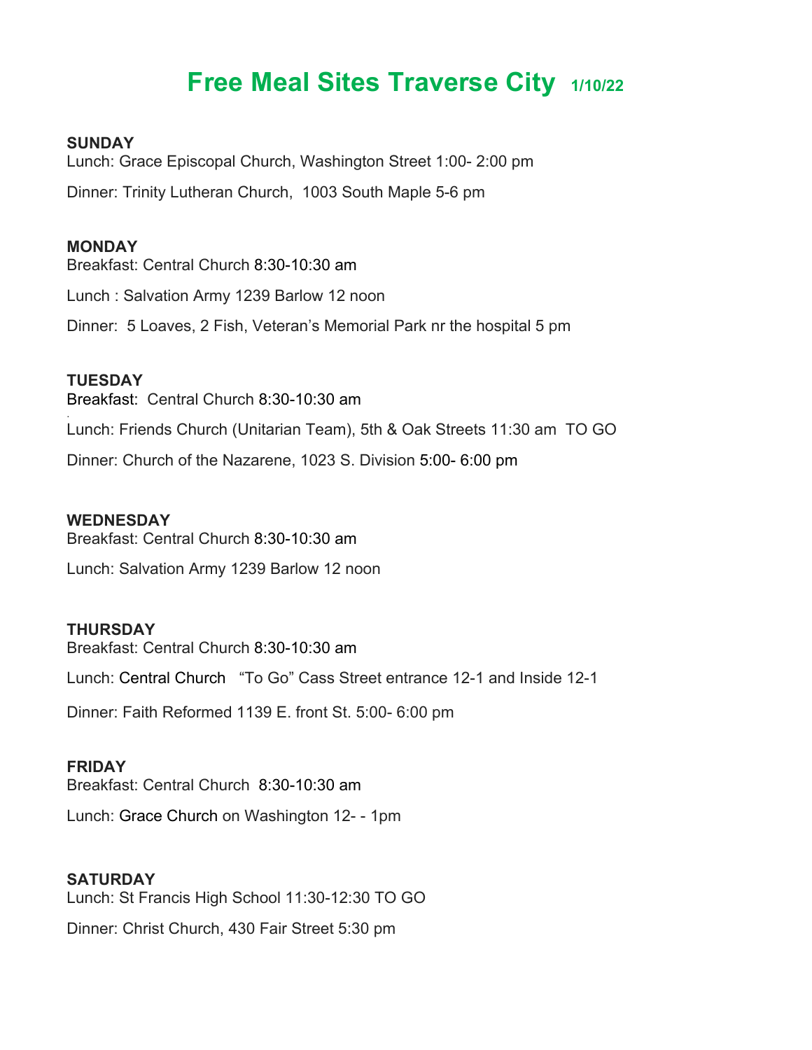# Free Meal Sites Traverse City 1/10/22

**SUNDAY**

Lunch: Grace Episcopal Church, Washington Street 1:00- 2:00 pm

Dinner: Trinity Lutheran Church, 1003 South Maple 5-6 pm

**MONDAY**

Breakfast: Central Church 8:30-10:30 am

Lunch : Salvation Army 1239 Barlow 12 noon

Dinner: 5 Loaves, 2 Fish, Veteran's Memorial Park nr the hospital 5 pm

**TUESDAY**

Breakfast: Central Church 8:30-10:30 am

Lunch: Friends Church (Unitarian Team), 5th & Oak Streets 11:30 am TO GO

Dinner: Church of the Nazarene, 1023 S. Division 5:00- 6:00 pm

**WEDNESDAY**

Breakfast: Central Church 8:30-10:30 am

Lunch: Salvation Army 1239 Barlow 12 noon

**THURSDAY**

Breakfast: Central Church 8:30-10:30 am

Lunch: Central Church "To Go" Cass Street entrance 12-1 and Inside 12-1

Dinner: Faith Reformed 1139 E. front St. 5:00- 6:00 pm

**FRIDAY**

Breakfast: Central Church 8:30-10:30 am

Lunch: Grace Church on Washington 12- - 1pm

**SATURDAY**

Lunch: St Francis High School 11:30-12:30 TO GO

Dinner: Christ Church, 430 Fair Street 5:30 pm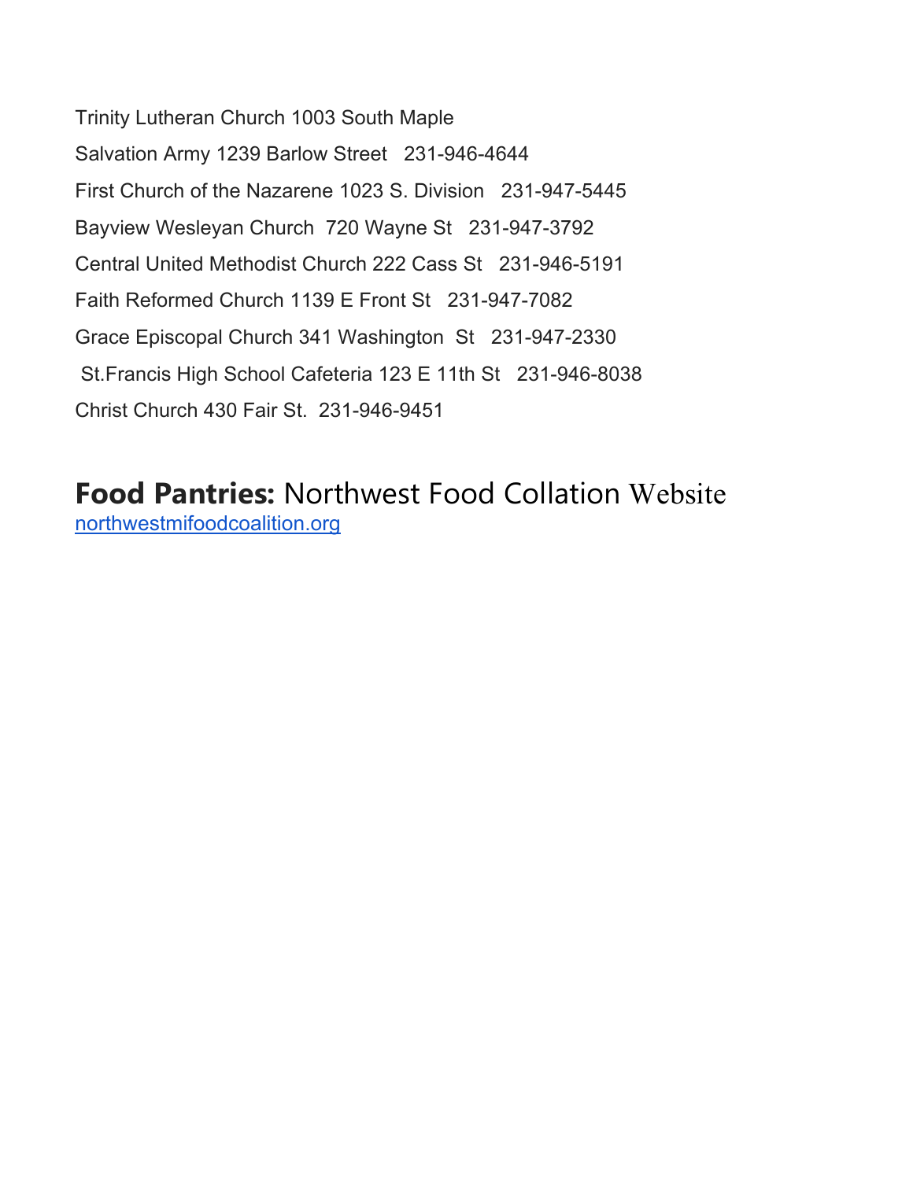Trinity Lutheran Church 1003 South Maple

Salvation Army 1239 Barlow Street 231-946-4644

First Church of the Nazarene 1023 S. Division 231-947-5445

Bayview Wesleyan Church 720 Wayne St 231-947-3792

Central United Methodist Church 222 Cass St 231-946-5191

Faith Reformed Church 1139 E Front St 231-947-7082

Grace Episcopal Church 341 Washington St 231-947-2330

St.Francis High School Cafeteria 123 E 11th St 231-946-8038

Christ Church 430 Fair St. 231-946-9451

## **Food Pantries:** Northwest Food Collation Website

[northwestmifoodcoalition.org](northwestmifoodcoalition.org)